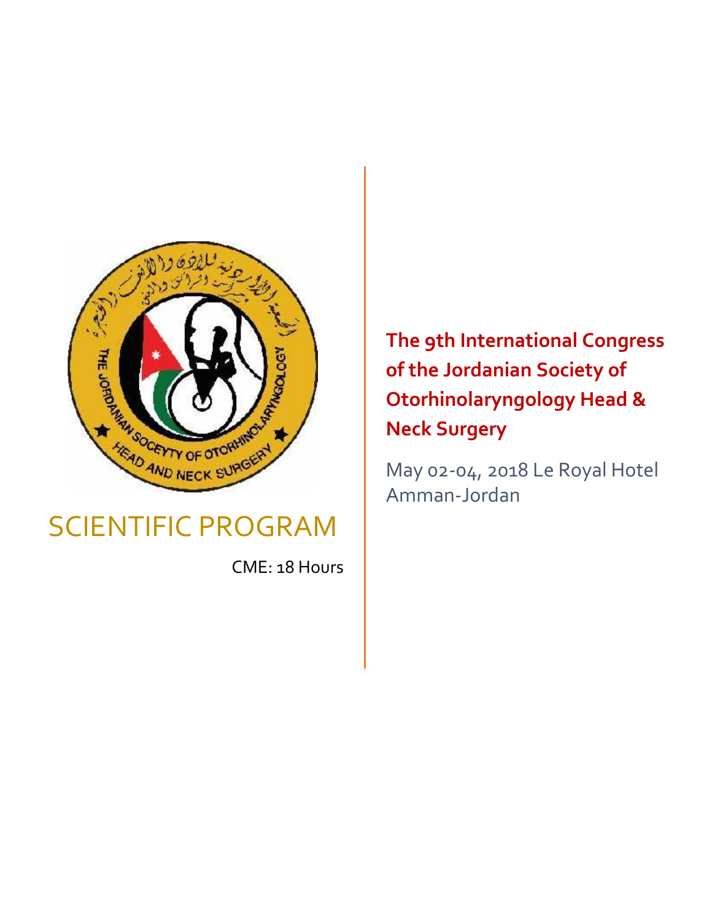# SCIENTIFIC PROGRAM

CME: 18 Hours

## The 9th International Congress of the Jordanian Society of Otorhinolaryngology Head & Neck Surgery

May 02-04, 2018 Le Royal Hotel Amman-Jordan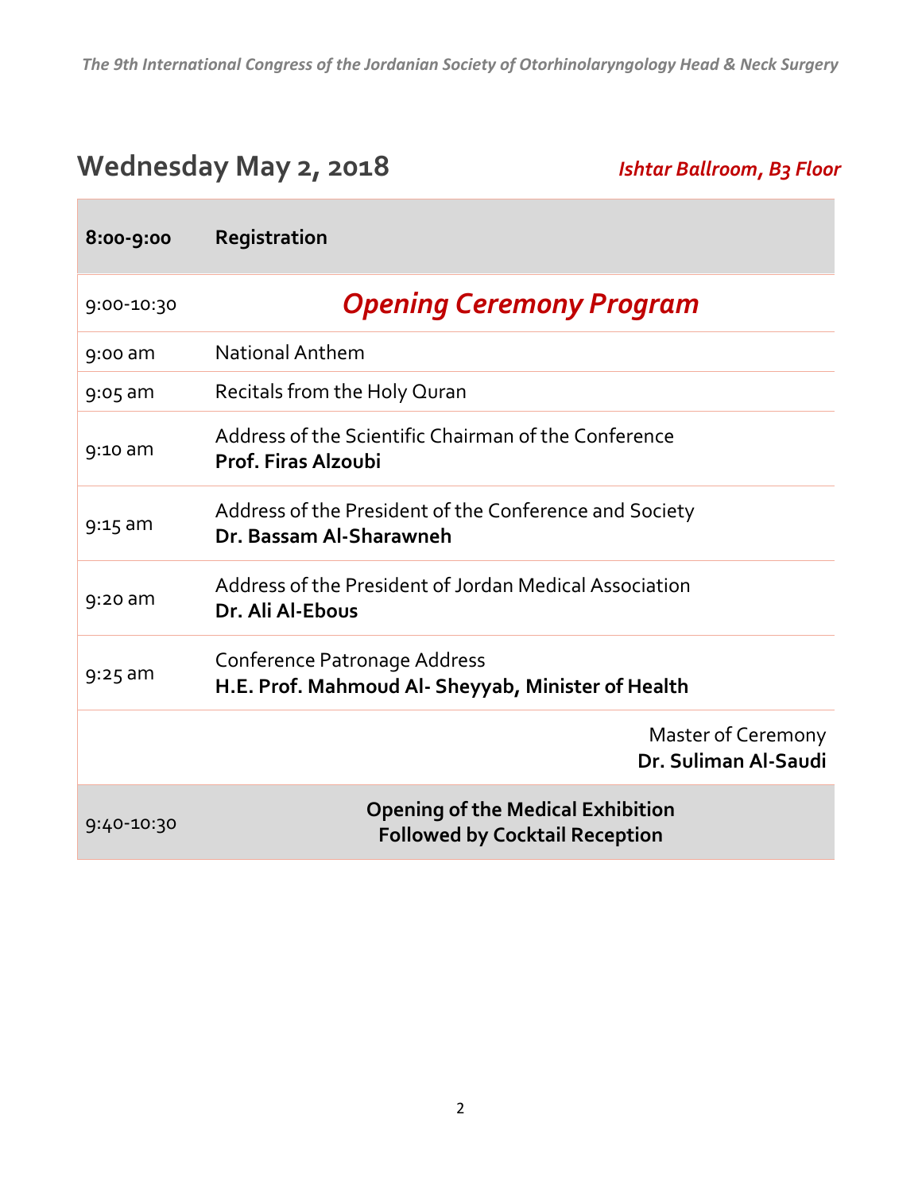## Wednesday May 2, 2018

*Ishtar Ballroom, B3 Floor*

| | |
|---|---|
| **8:00-9:00** | **Registration** |
| 9:00-10:30 | ***Opening Ceremony Program*** |
| 9:00 am | National Anthem |
| 9:05 am | Recitals from the Holy Quran |
| 9:10 am | Address of the Scientific Chairman of the Conference<br>**Prof. Firas Alzoubi** |
| 9:15 am | Address of the President of the Conference and Society<br>**Dr. Bassam Al-Sharawneh** |
| 9:20 am | Address of the President of Jordan Medical Association<br>**Dr. Ali Al-Ebous** |
| 9:25 am | Conference Patronage Address<br>**H.E. Prof. Mahmoud Al- Sheyyab, Minister of Health** |
| | Master of Ceremony<br>**Dr. Suliman Al-Saudi** |
| 9:40-10:30 | **Opening of the Medical Exhibition<br>Followed by Cocktail Reception** |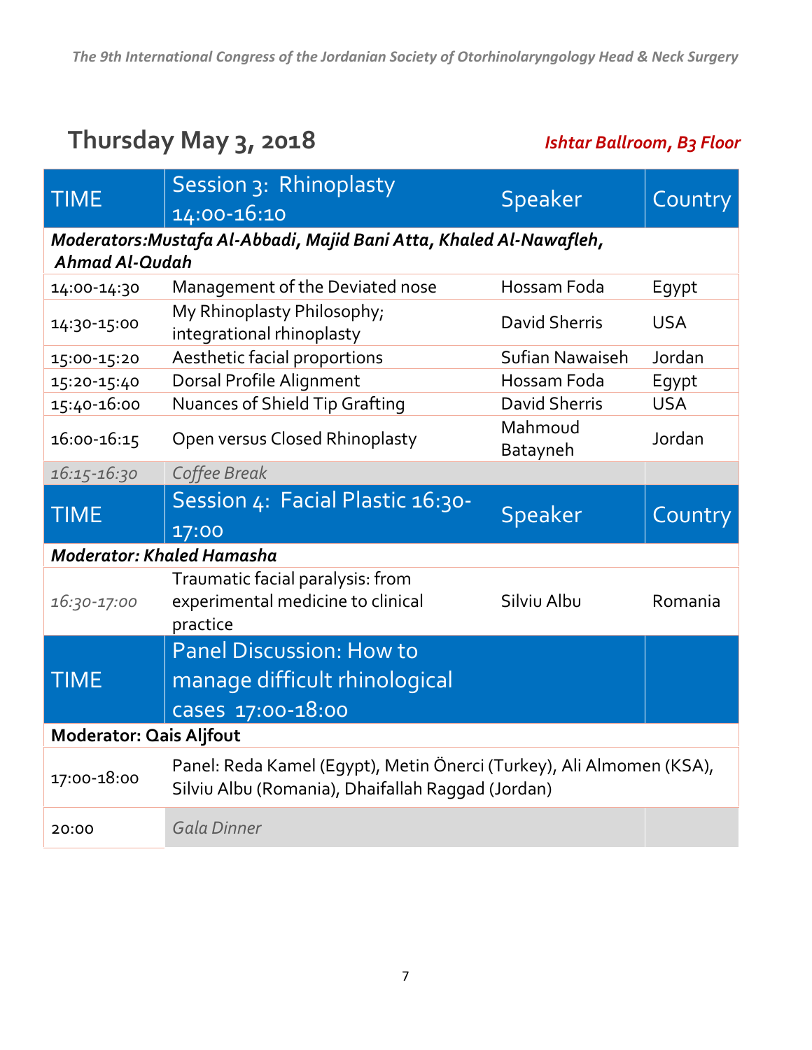## Thursday May 3, 2018

***Ishtar Ballroom, B3 Floor***

| TIME | Session 3: Rhinoplasty 14:00-16:10 | Speaker | Country |
|---|---|---|---|
| ***Moderators:Mustafa Al-Abbadi, Majid Bani Atta, Khaled Al-Nawafleh, Ahmad Al-Qudah*** | | | |
| 14:00-14:30 | Management of the Deviated nose | Hossam Foda | Egypt |
| 14:30-15:00 | My Rhinoplasty Philosophy; integrational rhinoplasty | David Sherris | USA |
| 15:00-15:20 | Aesthetic facial proportions | Sufian Nawaiseh | Jordan |
| 15:20-15:40 | Dorsal Profile Alignment | Hossam Foda | Egypt |
| 15:40-16:00 | Nuances of Shield Tip Grafting | David Sherris | USA |
| 16:00-16:15 | Open versus Closed Rhinoplasty | Mahmoud Batayneh | Jordan |
| *16:15-16:30* | *Coffee Break* | | |
| **TIME** | **Session 4: Facial Plastic 16:30-17:00** | **Speaker** | **Country** |
| ***Moderator: Khaled Hamasha*** | | | |
| *16:30-17:00* | Traumatic facial paralysis: from experimental medicine to clinical practice | Silviu Albu | Romania |
| **TIME** | **Panel Discussion: How to manage difficult rhinological cases 17:00-18:00** | | |
| **Moderator: Qais Aljfout** | | | |
| 17:00-18:00 | Panel: Reda Kamel (Egypt), Metin Önerci (Turkey), Ali Almomen (KSA), Silviu Albu (Romania), Dhaifallah Raggad (Jordan) | | |
| 20:00 | *Gala Dinner* | | |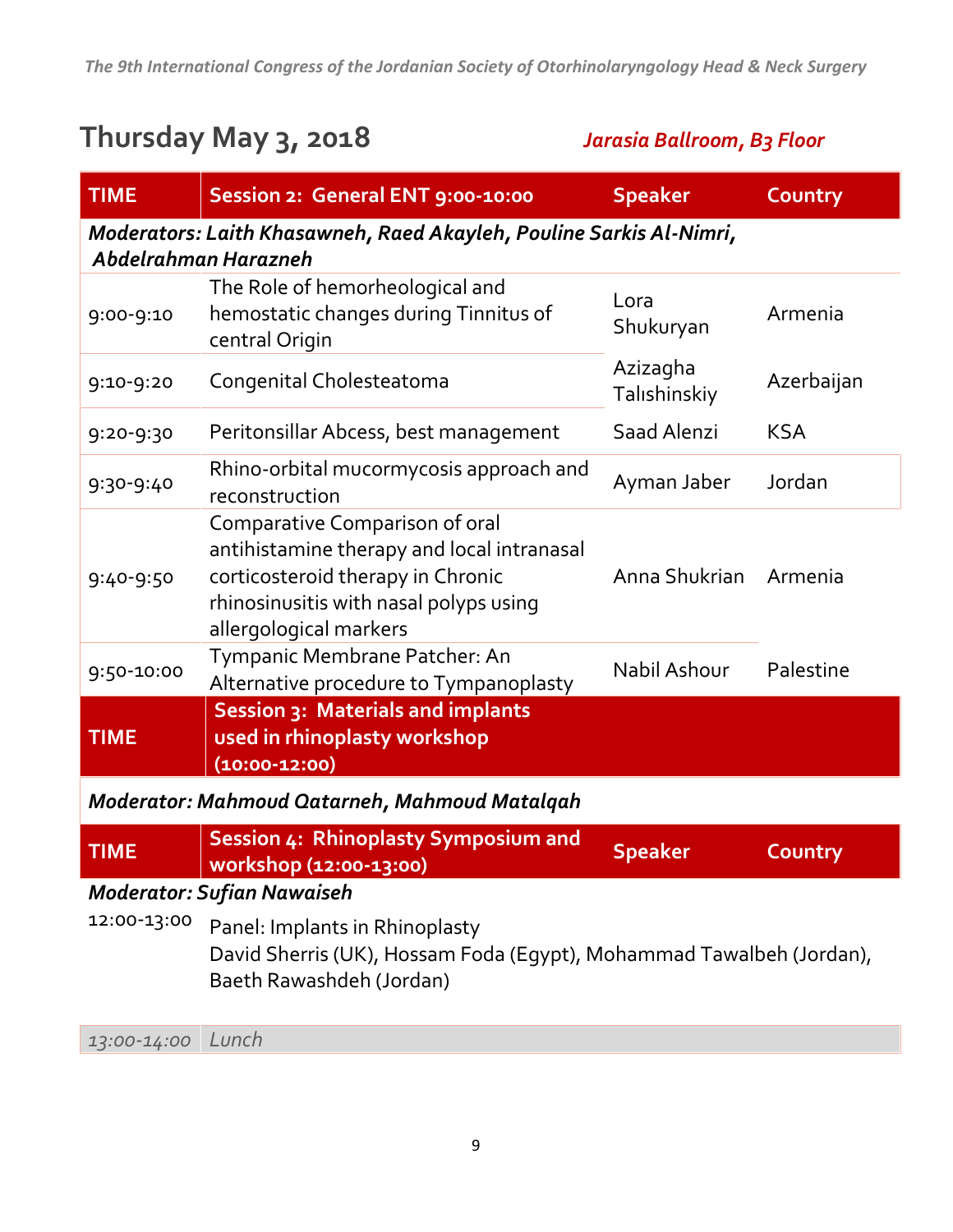## Thursday May 3, 2018

***Jarasia Ballroom, B3 Floor***

| TIME | Session 2: General ENT 9:00-10:00 | Speaker | Country |
|---|---|---|---|
| ***Moderators: Laith Khasawneh, Raed Akayleh, Pouline Sarkis Al-Nimri, Abdelrahman Harazneh*** | | | |
| 9:00-9:10 | The Role of hemorheological and hemostatic changes during Tinnitus of central Origin | Lora Shukuryan | Armenia |
| 9:10-9:20 | Congenital Cholesteatoma | Azizagha Talıshinskiy | Azerbaijan |
| 9:20-9:30 | Peritonsillar Abcess, best management | Saad Alenzi | KSA |
| 9:30-9:40 | Rhino-orbital mucormycosis approach and reconstruction | Ayman Jaber | Jordan |
| 9:40-9:50 | Comparative Comparison of oral antihistamine therapy and local intranasal corticosteroid therapy in Chronic rhinosinusitis with nasal polyps using allergological markers | Anna Shukrian | Armenia |
| 9:50-10:00 | Tympanic Membrane Patcher: An Alternative procedure to Tympanoplasty | Nabil Ashour | Palestine |

| TIME | Session 3: Materials and implants used in rhinoplasty workshop (10:00-12:00) | | |
|---|---|---|---|
| ***Moderator: Mahmoud Qatarneh, Mahmoud Matalqah*** | | | |

| TIME | Session 4: Rhinoplasty Symposium and workshop (12:00-13:00) | Speaker | Country |
|---|---|---|---|
| ***Moderator: Sufian Nawaiseh*** | | | |
| 12:00-13:00 | Panel: Implants in Rhinoplasty<br>David Sherris (UK), Hossam Foda (Egypt), Mohammad Tawalbeh (Jordan), Baeth Rawashdeh (Jordan) | | |
| *13:00-14:00* | *Lunch* | | |